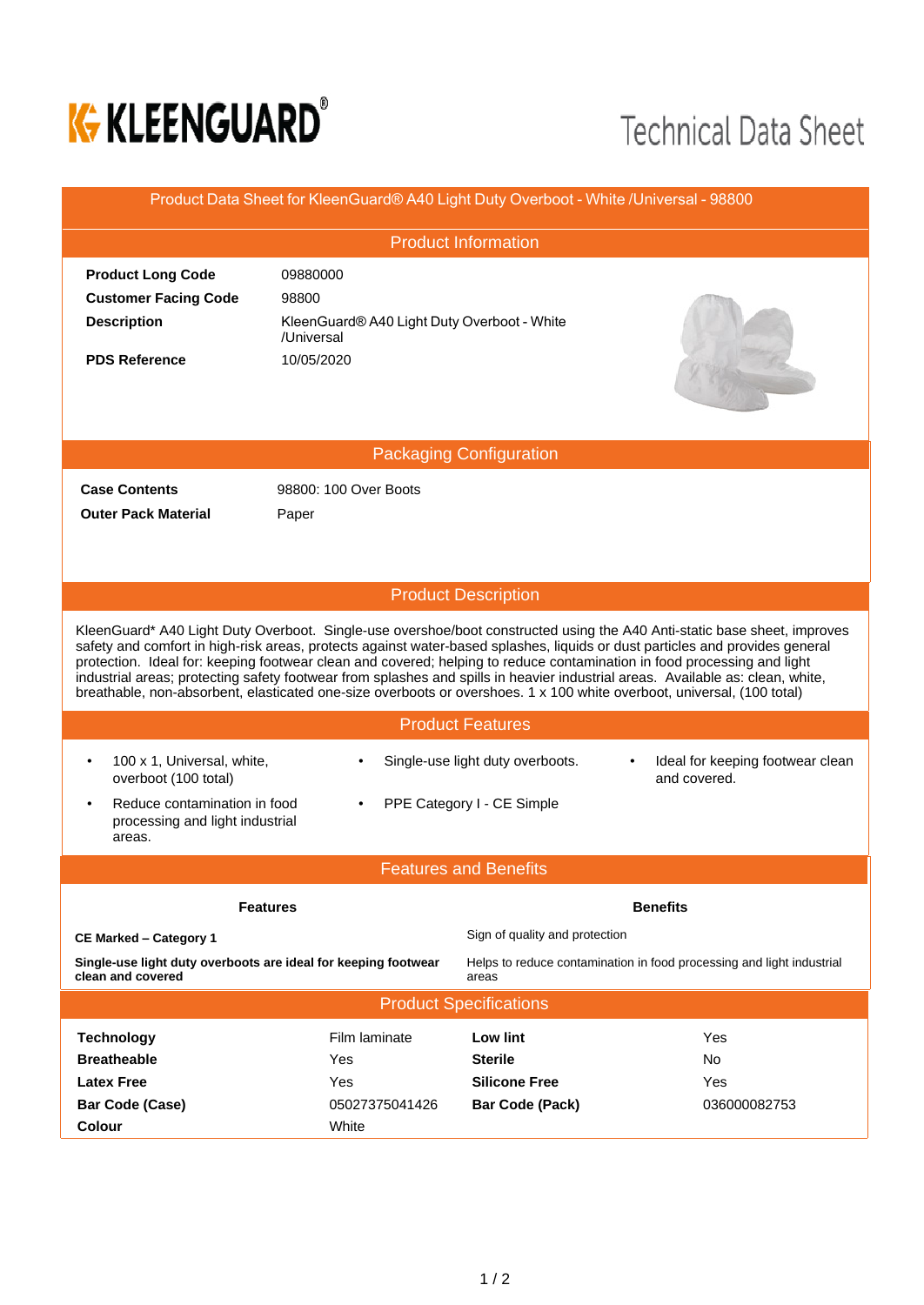KLEENGUARD®

# Technical Data Sheet

## Product Data Sheet for KleenGuard® A40 Light Duty Overboot - White /Universal - 98800

### Product Information

| | |
|---|---|
| **Product Long Code** | 09880000 |
| **Customer Facing Code** | 98800 |
| **Description** | KleenGuard® A40 Light Duty Overboot - White /Universal |
| **PDS Reference** | 10/05/2020 |

### Packaging Configuration

| | |
|---|---|
| **Case Contents** | 98800: 100 Over Boots |
| **Outer Pack Material** | Paper |

### Product Description

KleenGuard* A40 Light Duty Overboot. Single-use overshoe/boot constructed using the A40 Anti-static base sheet, improves safety and comfort in high-risk areas, protects against water-based splashes, liquids or dust particles and provides general protection. Ideal for: keeping footwear clean and covered; helping to reduce contamination in food processing and light industrial areas; protecting safety footwear from splashes and spills in heavier industrial areas. Available as: clean, white, breathable, non-absorbent, elasticated one-size overboots or overshoes. 1 x 100 white overboot, universal, (100 total)

### Product Features

- 100 x 1, Universal, white, overboot (100 total)
- Reduce contamination in food processing and light industrial areas.
- Single-use light duty overboots.
- PPE Category I - CE Simple
- Ideal for keeping footwear clean and covered.

### Features and Benefits

| Features | Benefits |
|---|---|
| **CE Marked – Category 1** | Sign of quality and protection |
| **Single-use light duty overboots are ideal for keeping footwear clean and covered** | Helps to reduce contamination in food processing and light industrial areas |

### Product Specifications

| | | | |
|---|---|---|---|
| **Technology** | Film laminate | **Low lint** | Yes |
| **Breatheable** | Yes | **Sterile** | No |
| **Latex Free** | Yes | **Silicone Free** | Yes |
| **Bar Code (Case)** | 05027375041426 | **Bar Code (Pack)** | 036000082753 |
| **Colour** | White | | |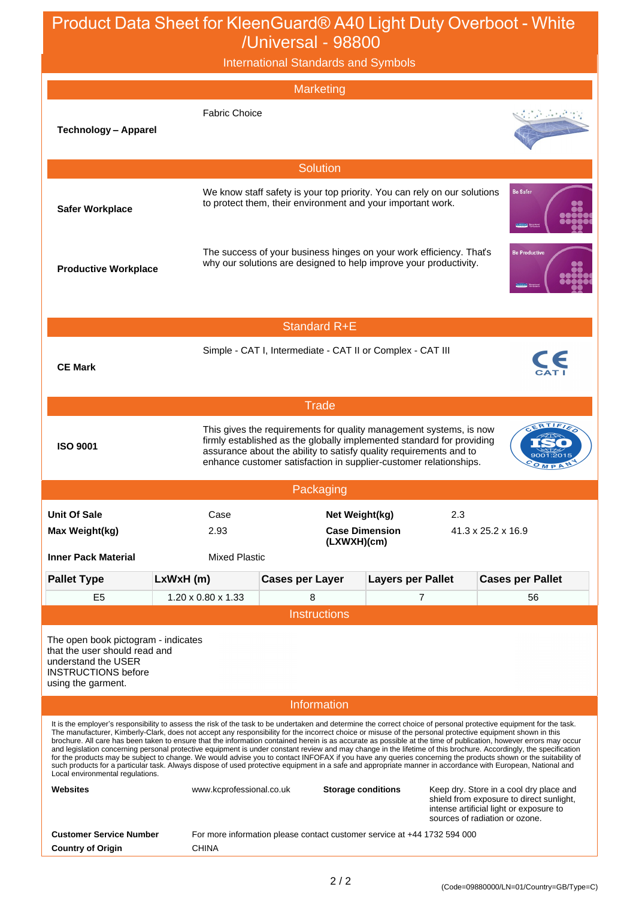# Product Data Sheet for KleenGuard® A40 Light Duty Overboot - White /Universal - 98800

## International Standards and Symbols

### Marketing

| | | |
|---|---|---|
| **Technology – Apparel** | Fabric Choice | |

### Solution

| | |
|---|---|
| **Safer Workplace** | We know staff safety is your top priority. You can rely on our solutions to protect them, their environment and your important work. |
| **Productive Workplace** | The success of your business hinges on your work efficiency. That's why our solutions are designed to help improve your productivity. |

### Standard R+E

| | |
|---|---|
| **CE Mark** | Simple - CAT I, Intermediate - CAT II or Complex - CAT III |

### Trade

| | |
|---|---|
| **ISO 9001** | This gives the requirements for quality management systems, is now firmly established as the globally implemented standard for providing assurance about the ability to satisfy quality requirements and to enhance customer satisfaction in supplier-customer relationships. |

### Packaging

| | | | |
|---|---|---|---|
| **Unit Of Sale** | Case | **Net Weight(kg)** | 2.3 |
| **Max Weight(kg)** | 2.93 | **Case Dimension (LXWXH)(cm)** | 41.3 x 25.2 x 16.9 |
| **Inner Pack Material** | Mixed Plastic | | |

| Pallet Type | LxWxH (m) | Cases per Layer | Layers per Pallet | Cases per Pallet |
|---|---|---|---|---|
| E5 | 1.20 x 0.80 x 1.33 | 8 | 7 | 56 |

### Instructions

The open book pictogram - indicates that the user should read and understand the USER INSTRUCTIONS before using the garment.

### Information

It is the employer's responsibility to assess the risk of the task to be undertaken and determine the correct choice of personal protective equipment for the task. The manufacturer, Kimberly-Clark, does not accept any responsibility for the incorrect choice or misuse of the personal protective equipment shown in this brochure. All care has been taken to ensure that the information contained herein is as accurate as possible at the time of publication, however errors may occur and legislation concerning personal protective equipment is under constant review and may change in the lifetime of this brochure. Accordingly, the specification for the products may be subject to change. We would advise you to contact INFOFAX if you have any queries concerning the products shown or the suitability of such products for a particular task. Always dispose of used protective equipment in a safe and appropriate manner in accordance with European, National and Local environmental regulations.

| | | | |
|---|---|---|---|
| **Websites** | www.kcprofessional.co.uk | **Storage conditions** | Keep dry. Store in a cool dry place and shield from exposure to direct sunlight, intense artificial light or exposure to sources of radiation or ozone. |
| **Customer Service Number** | For more information please contact customer service at +44 1732 594 000 | | |
| **Country of Origin** | CHINA | | |

(Code=09880000/LN=01/Country=GB/Type=C)